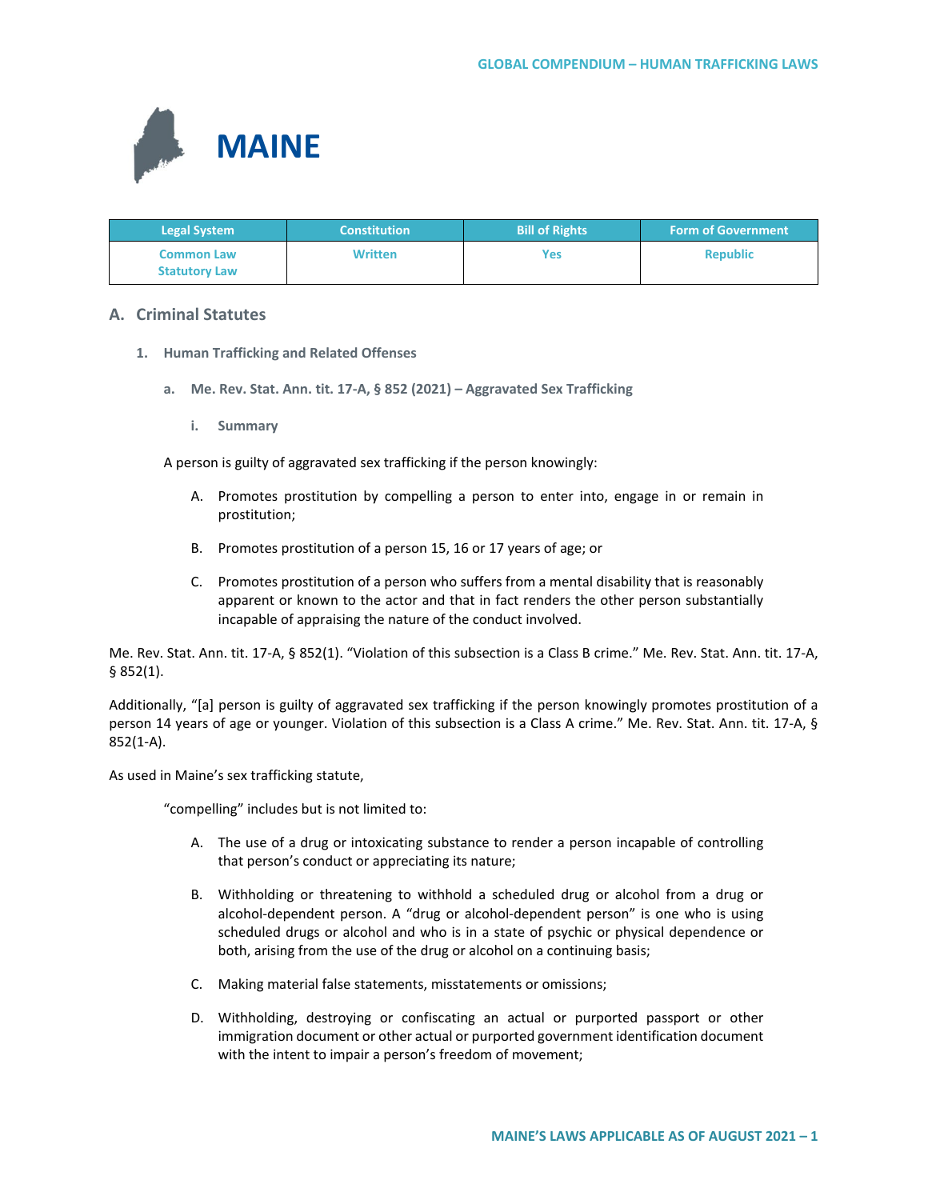# MAINE

| Legal System | Constitution | Bill of Rights | Form of Government |
|---|---|---|---|
| Common Law<br>Statutory Law | Written | Yes | Republic |

## A. Criminal Statutes

### 1. Human Trafficking and Related Offenses

#### a. Me. Rev. Stat. Ann. tit. 17-A, § 852 (2021) – Aggravated Sex Trafficking

##### i. Summary

A person is guilty of aggravated sex trafficking if the person knowingly:

> A. Promotes prostitution by compelling a person to enter into, engage in or remain in prostitution;
>
> B. Promotes prostitution of a person 15, 16 or 17 years of age; or
>
> C. Promotes prostitution of a person who suffers from a mental disability that is reasonably apparent or known to the actor and that in fact renders the other person substantially incapable of appraising the nature of the conduct involved.

Me. Rev. Stat. Ann. tit. 17-A, § 852(1). "Violation of this subsection is a Class B crime." Me. Rev. Stat. Ann. tit. 17-A, § 852(1).

Additionally, "[a] person is guilty of aggravated sex trafficking if the person knowingly promotes prostitution of a person 14 years of age or younger. Violation of this subsection is a Class A crime." Me. Rev. Stat. Ann. tit. 17-A, § 852(1-A).

As used in Maine's sex trafficking statute,

> "compelling" includes but is not limited to:
>
> A. The use of a drug or intoxicating substance to render a person incapable of controlling that person's conduct or appreciating its nature;
>
> B. Withholding or threatening to withhold a scheduled drug or alcohol from a drug or alcohol-dependent person. A "drug or alcohol-dependent person" is one who is using scheduled drugs or alcohol and who is in a state of psychic or physical dependence or both, arising from the use of the drug or alcohol on a continuing basis;
>
> C. Making material false statements, misstatements or omissions;
>
> D. Withholding, destroying or confiscating an actual or purported passport or other immigration document or other actual or purported government identification document with the intent to impair a person's freedom of movement;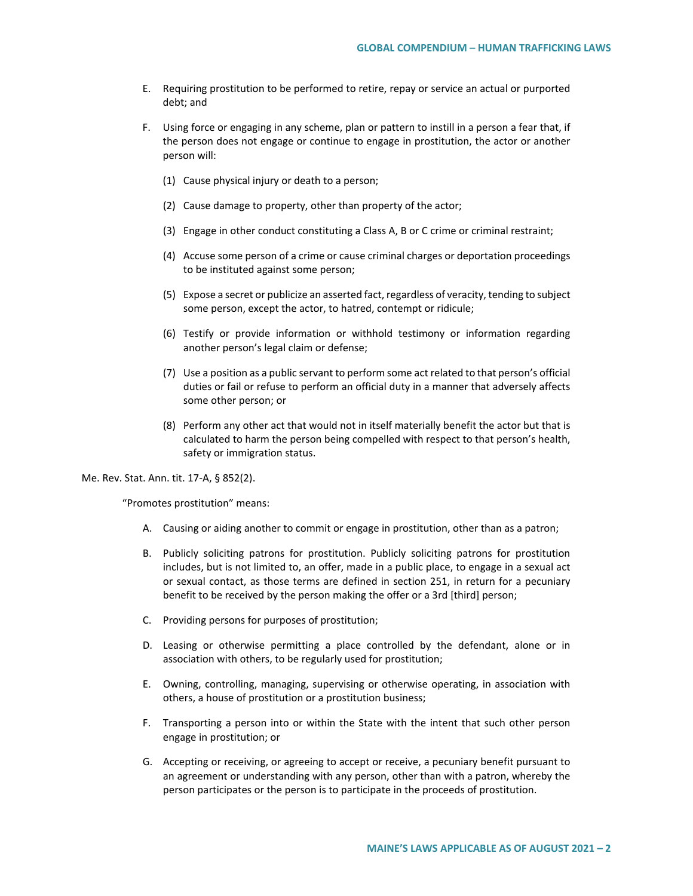E. Requiring prostitution to be performed to retire, repay or service an actual or purported debt; and

F. Using force or engaging in any scheme, plan or pattern to instill in a person a fear that, if the person does not engage or continue to engage in prostitution, the actor or another person will:

(1) Cause physical injury or death to a person;

(2) Cause damage to property, other than property of the actor;

(3) Engage in other conduct constituting a Class A, B or C crime or criminal restraint;

(4) Accuse some person of a crime or cause criminal charges or deportation proceedings to be instituted against some person;

(5) Expose a secret or publicize an asserted fact, regardless of veracity, tending to subject some person, except the actor, to hatred, contempt or ridicule;

(6) Testify or provide information or withhold testimony or information regarding another person's legal claim or defense;

(7) Use a position as a public servant to perform some act related to that person's official duties or fail or refuse to perform an official duty in a manner that adversely affects some other person; or

(8) Perform any other act that would not in itself materially benefit the actor but that is calculated to harm the person being compelled with respect to that person's health, safety or immigration status.

Me. Rev. Stat. Ann. tit. 17-A, § 852(2).

"Promotes prostitution" means:

A. Causing or aiding another to commit or engage in prostitution, other than as a patron;

B. Publicly soliciting patrons for prostitution. Publicly soliciting patrons for prostitution includes, but is not limited to, an offer, made in a public place, to engage in a sexual act or sexual contact, as those terms are defined in section 251, in return for a pecuniary benefit to be received by the person making the offer or a 3rd [third] person;

C. Providing persons for purposes of prostitution;

D. Leasing or otherwise permitting a place controlled by the defendant, alone or in association with others, to be regularly used for prostitution;

E. Owning, controlling, managing, supervising or otherwise operating, in association with others, a house of prostitution or a prostitution business;

F. Transporting a person into or within the State with the intent that such other person engage in prostitution; or

G. Accepting or receiving, or agreeing to accept or receive, a pecuniary benefit pursuant to an agreement or understanding with any person, other than with a patron, whereby the person participates or the person is to participate in the proceeds of prostitution.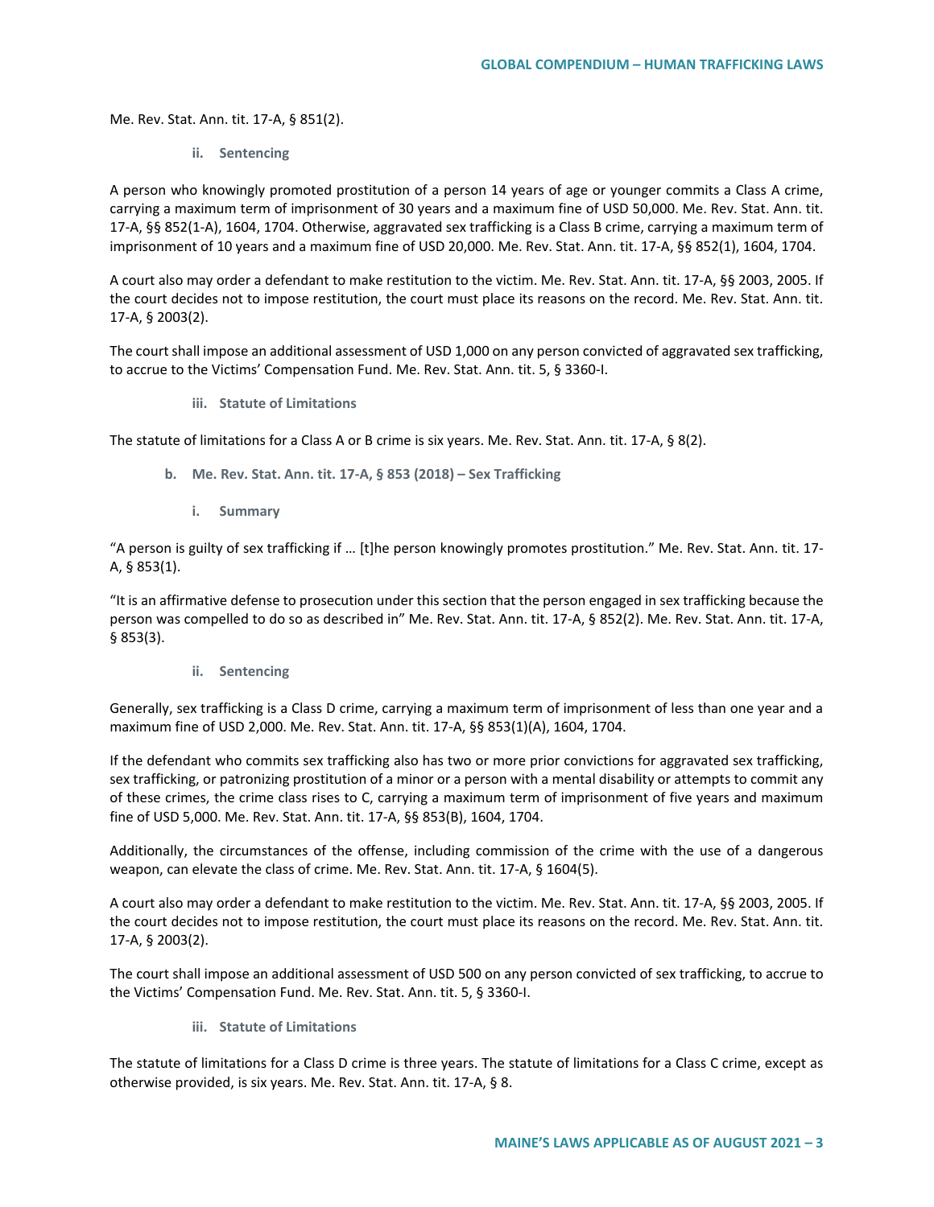Me. Rev. Stat. Ann. tit. 17-A, § 851(2).

#### ii. Sentencing

A person who knowingly promoted prostitution of a person 14 years of age or younger commits a Class A crime, carrying a maximum term of imprisonment of 30 years and a maximum fine of USD 50,000. Me. Rev. Stat. Ann. tit. 17-A, §§ 852(1-A), 1604, 1704. Otherwise, aggravated sex trafficking is a Class B crime, carrying a maximum term of imprisonment of 10 years and a maximum fine of USD 20,000. Me. Rev. Stat. Ann. tit. 17-A, §§ 852(1), 1604, 1704.

A court also may order a defendant to make restitution to the victim. Me. Rev. Stat. Ann. tit. 17-A, §§ 2003, 2005. If the court decides not to impose restitution, the court must place its reasons on the record. Me. Rev. Stat. Ann. tit. 17-A, § 2003(2).

The court shall impose an additional assessment of USD 1,000 on any person convicted of aggravated sex trafficking, to accrue to the Victims' Compensation Fund. Me. Rev. Stat. Ann. tit. 5, § 3360-I.

#### iii. Statute of Limitations

The statute of limitations for a Class A or B crime is six years. Me. Rev. Stat. Ann. tit. 17-A, § 8(2).

### b. Me. Rev. Stat. Ann. tit. 17-A, § 853 (2018) – Sex Trafficking

#### i. Summary

"A person is guilty of sex trafficking if … [t]he person knowingly promotes prostitution." Me. Rev. Stat. Ann. tit. 17-A, § 853(1).

"It is an affirmative defense to prosecution under this section that the person engaged in sex trafficking because the person was compelled to do so as described in" Me. Rev. Stat. Ann. tit. 17-A, § 852(2). Me. Rev. Stat. Ann. tit. 17-A, § 853(3).

#### ii. Sentencing

Generally, sex trafficking is a Class D crime, carrying a maximum term of imprisonment of less than one year and a maximum fine of USD 2,000. Me. Rev. Stat. Ann. tit. 17-A, §§ 853(1)(A), 1604, 1704.

If the defendant who commits sex trafficking also has two or more prior convictions for aggravated sex trafficking, sex trafficking, or patronizing prostitution of a minor or a person with a mental disability or attempts to commit any of these crimes, the crime class rises to C, carrying a maximum term of imprisonment of five years and maximum fine of USD 5,000. Me. Rev. Stat. Ann. tit. 17-A, §§ 853(B), 1604, 1704.

Additionally, the circumstances of the offense, including commission of the crime with the use of a dangerous weapon, can elevate the class of crime. Me. Rev. Stat. Ann. tit. 17-A, § 1604(5).

A court also may order a defendant to make restitution to the victim. Me. Rev. Stat. Ann. tit. 17-A, §§ 2003, 2005. If the court decides not to impose restitution, the court must place its reasons on the record. Me. Rev. Stat. Ann. tit. 17-A, § 2003(2).

The court shall impose an additional assessment of USD 500 on any person convicted of sex trafficking, to accrue to the Victims' Compensation Fund. Me. Rev. Stat. Ann. tit. 5, § 3360-I.

#### iii. Statute of Limitations

The statute of limitations for a Class D crime is three years. The statute of limitations for a Class C crime, except as otherwise provided, is six years. Me. Rev. Stat. Ann. tit. 17-A, § 8.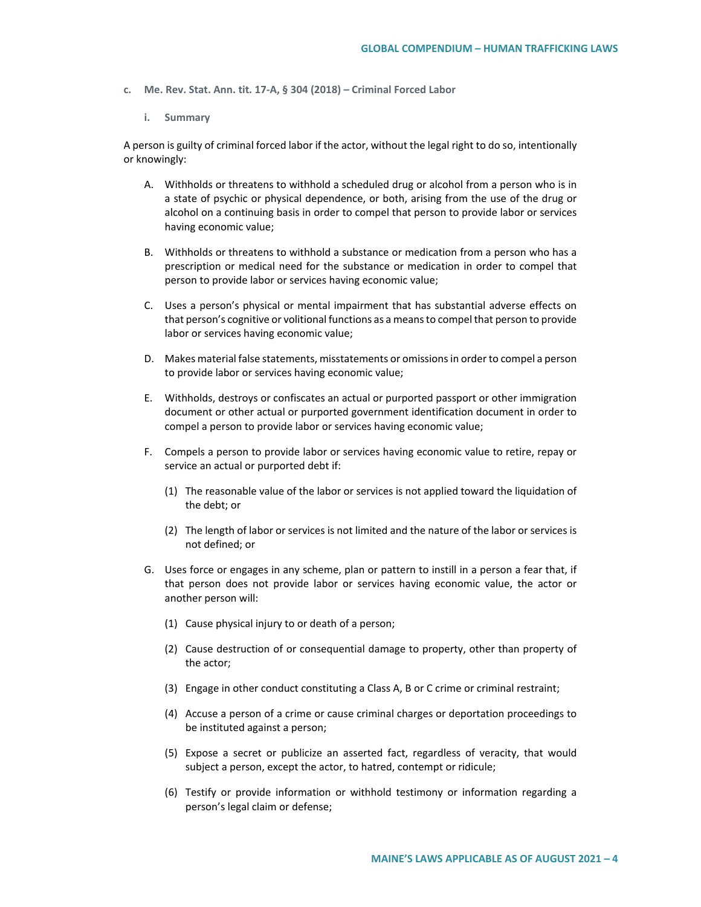### c. Me. Rev. Stat. Ann. tit. 17-A, § 304 (2018) – Criminal Forced Labor

#### i. Summary

A person is guilty of criminal forced labor if the actor, without the legal right to do so, intentionally or knowingly:

A. Withholds or threatens to withhold a scheduled drug or alcohol from a person who is in a state of psychic or physical dependence, or both, arising from the use of the drug or alcohol on a continuing basis in order to compel that person to provide labor or services having economic value;

B. Withholds or threatens to withhold a substance or medication from a person who has a prescription or medical need for the substance or medication in order to compel that person to provide labor or services having economic value;

C. Uses a person's physical or mental impairment that has substantial adverse effects on that person's cognitive or volitional functions as a means to compel that person to provide labor or services having economic value;

D. Makes material false statements, misstatements or omissions in order to compel a person to provide labor or services having economic value;

E. Withholds, destroys or confiscates an actual or purported passport or other immigration document or other actual or purported government identification document in order to compel a person to provide labor or services having economic value;

F. Compels a person to provide labor or services having economic value to retire, repay or service an actual or purported debt if:

   (1) The reasonable value of the labor or services is not applied toward the liquidation of the debt; or

   (2) The length of labor or services is not limited and the nature of the labor or services is not defined; or

G. Uses force or engages in any scheme, plan or pattern to instill in a person a fear that, if that person does not provide labor or services having economic value, the actor or another person will:

   (1) Cause physical injury to or death of a person;

   (2) Cause destruction of or consequential damage to property, other than property of the actor;

   (3) Engage in other conduct constituting a Class A, B or C crime or criminal restraint;

   (4) Accuse a person of a crime or cause criminal charges or deportation proceedings to be instituted against a person;

   (5) Expose a secret or publicize an asserted fact, regardless of veracity, that would subject a person, except the actor, to hatred, contempt or ridicule;

   (6) Testify or provide information or withhold testimony or information regarding a person's legal claim or defense;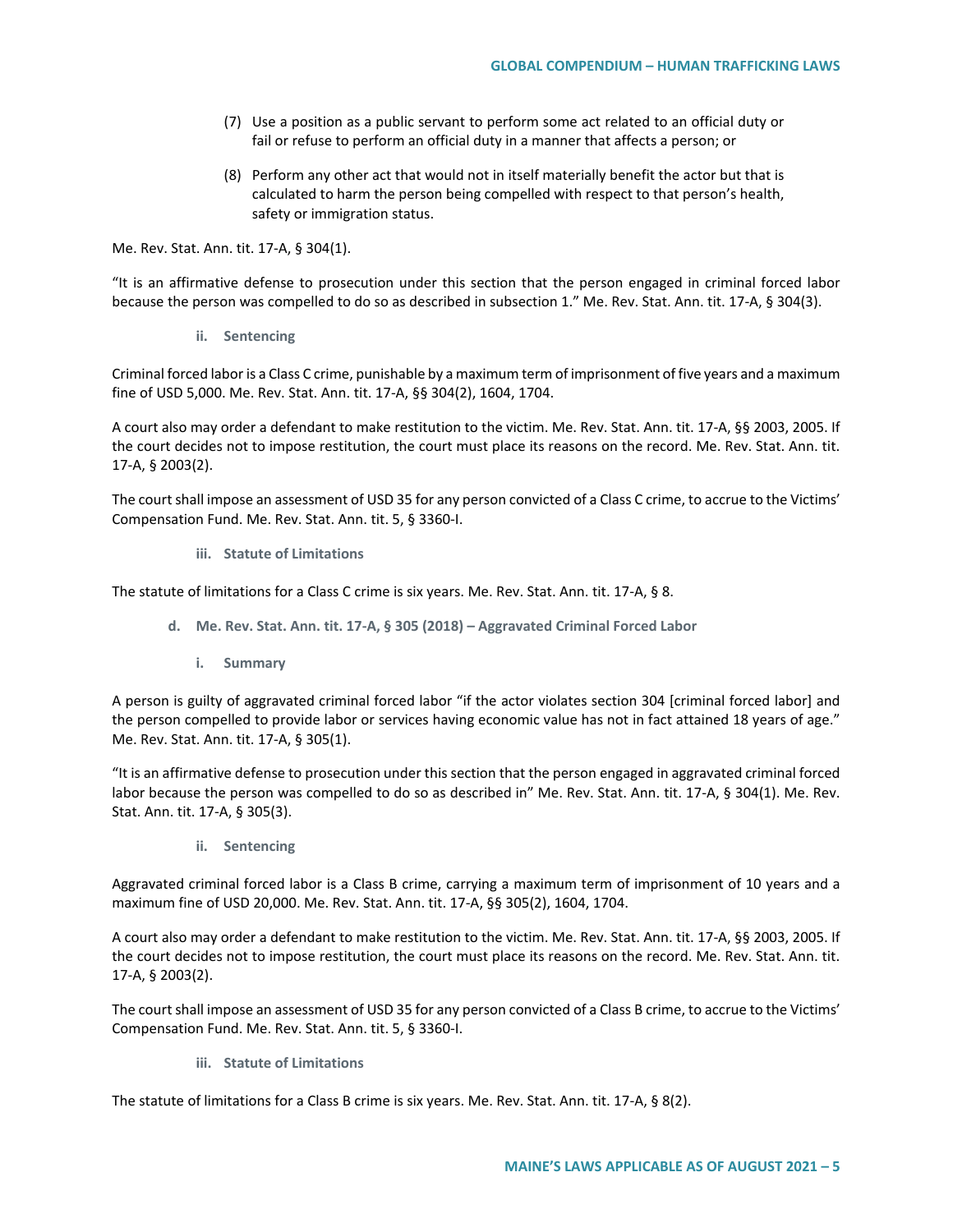(7) Use a position as a public servant to perform some act related to an official duty or fail or refuse to perform an official duty in a manner that affects a person; or

(8) Perform any other act that would not in itself materially benefit the actor but that is calculated to harm the person being compelled with respect to that person's health, safety or immigration status.

Me. Rev. Stat. Ann. tit. 17-A, § 304(1).

"It is an affirmative defense to prosecution under this section that the person engaged in criminal forced labor because the person was compelled to do so as described in subsection 1." Me. Rev. Stat. Ann. tit. 17-A, § 304(3).

##### ii. Sentencing

Criminal forced labor is a Class C crime, punishable by a maximum term of imprisonment of five years and a maximum fine of USD 5,000. Me. Rev. Stat. Ann. tit. 17-A, §§ 304(2), 1604, 1704.

A court also may order a defendant to make restitution to the victim. Me. Rev. Stat. Ann. tit. 17-A, §§ 2003, 2005. If the court decides not to impose restitution, the court must place its reasons on the record. Me. Rev. Stat. Ann. tit. 17-A, § 2003(2).

The court shall impose an assessment of USD 35 for any person convicted of a Class C crime, to accrue to the Victims' Compensation Fund. Me. Rev. Stat. Ann. tit. 5, § 3360-I.

##### iii. Statute of Limitations

The statute of limitations for a Class C crime is six years. Me. Rev. Stat. Ann. tit. 17-A, § 8.

#### d. Me. Rev. Stat. Ann. tit. 17-A, § 305 (2018) – Aggravated Criminal Forced Labor

##### i. Summary

A person is guilty of aggravated criminal forced labor "if the actor violates section 304 [criminal forced labor] and the person compelled to provide labor or services having economic value has not in fact attained 18 years of age." Me. Rev. Stat. Ann. tit. 17-A, § 305(1).

"It is an affirmative defense to prosecution under this section that the person engaged in aggravated criminal forced labor because the person was compelled to do so as described in" Me. Rev. Stat. Ann. tit. 17-A, § 304(1). Me. Rev. Stat. Ann. tit. 17-A, § 305(3).

##### ii. Sentencing

Aggravated criminal forced labor is a Class B crime, carrying a maximum term of imprisonment of 10 years and a maximum fine of USD 20,000. Me. Rev. Stat. Ann. tit. 17-A, §§ 305(2), 1604, 1704.

A court also may order a defendant to make restitution to the victim. Me. Rev. Stat. Ann. tit. 17-A, §§ 2003, 2005. If the court decides not to impose restitution, the court must place its reasons on the record. Me. Rev. Stat. Ann. tit. 17-A, § 2003(2).

The court shall impose an assessment of USD 35 for any person convicted of a Class B crime, to accrue to the Victims' Compensation Fund. Me. Rev. Stat. Ann. tit. 5, § 3360-I.

##### iii. Statute of Limitations

The statute of limitations for a Class B crime is six years. Me. Rev. Stat. Ann. tit. 17-A, § 8(2).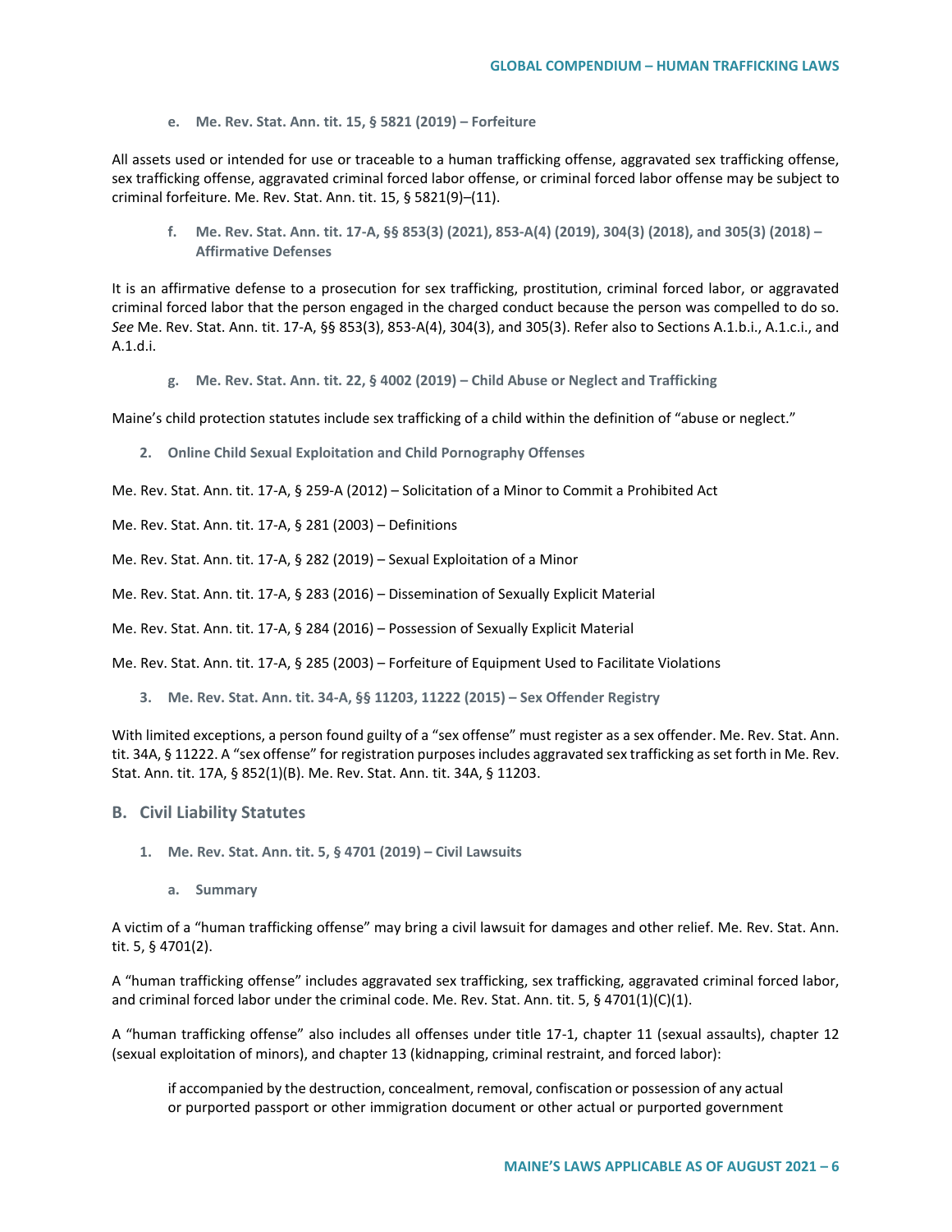#### e. Me. Rev. Stat. Ann. tit. 15, § 5821 (2019) – Forfeiture

All assets used or intended for use or traceable to a human trafficking offense, aggravated sex trafficking offense, sex trafficking offense, aggravated criminal forced labor offense, or criminal forced labor offense may be subject to criminal forfeiture. Me. Rev. Stat. Ann. tit. 15, § 5821(9)–(11).

#### f. Me. Rev. Stat. Ann. tit. 17-A, §§ 853(3) (2021), 853-A(4) (2019), 304(3) (2018), and 305(3) (2018) – Affirmative Defenses

It is an affirmative defense to a prosecution for sex trafficking, prostitution, criminal forced labor, or aggravated criminal forced labor that the person engaged in the charged conduct because the person was compelled to do so. *See* Me. Rev. Stat. Ann. tit. 17-A, §§ 853(3), 853-A(4), 304(3), and 305(3). Refer also to Sections A.1.b.i., A.1.c.i., and A.1.d.i.

#### g. Me. Rev. Stat. Ann. tit. 22, § 4002 (2019) – Child Abuse or Neglect and Trafficking

Maine's child protection statutes include sex trafficking of a child within the definition of "abuse or neglect."

### 2. Online Child Sexual Exploitation and Child Pornography Offenses

Me. Rev. Stat. Ann. tit. 17-A, § 259-A (2012) – Solicitation of a Minor to Commit a Prohibited Act

Me. Rev. Stat. Ann. tit. 17-A, § 281 (2003) – Definitions

Me. Rev. Stat. Ann. tit. 17-A, § 282 (2019) – Sexual Exploitation of a Minor

Me. Rev. Stat. Ann. tit. 17-A, § 283 (2016) – Dissemination of Sexually Explicit Material

Me. Rev. Stat. Ann. tit. 17-A, § 284 (2016) – Possession of Sexually Explicit Material

Me. Rev. Stat. Ann. tit. 17-A, § 285 (2003) – Forfeiture of Equipment Used to Facilitate Violations

### 3. Me. Rev. Stat. Ann. tit. 34-A, §§ 11203, 11222 (2015) – Sex Offender Registry

With limited exceptions, a person found guilty of a "sex offense" must register as a sex offender. Me. Rev. Stat. Ann. tit. 34A, § 11222. A "sex offense" for registration purposes includes aggravated sex trafficking as set forth in Me. Rev. Stat. Ann. tit. 17A, § 852(1)(B). Me. Rev. Stat. Ann. tit. 34A, § 11203.

## B. Civil Liability Statutes

### 1. Me. Rev. Stat. Ann. tit. 5, § 4701 (2019) – Civil Lawsuits

#### a. Summary

A victim of a "human trafficking offense" may bring a civil lawsuit for damages and other relief. Me. Rev. Stat. Ann. tit. 5, § 4701(2).

A "human trafficking offense" includes aggravated sex trafficking, sex trafficking, aggravated criminal forced labor, and criminal forced labor under the criminal code. Me. Rev. Stat. Ann. tit. 5, § 4701(1)(C)(1).

A "human trafficking offense" also includes all offenses under title 17-1, chapter 11 (sexual assaults), chapter 12 (sexual exploitation of minors), and chapter 13 (kidnapping, criminal restraint, and forced labor):

> if accompanied by the destruction, concealment, removal, confiscation or possession of any actual or purported passport or other immigration document or other actual or purported government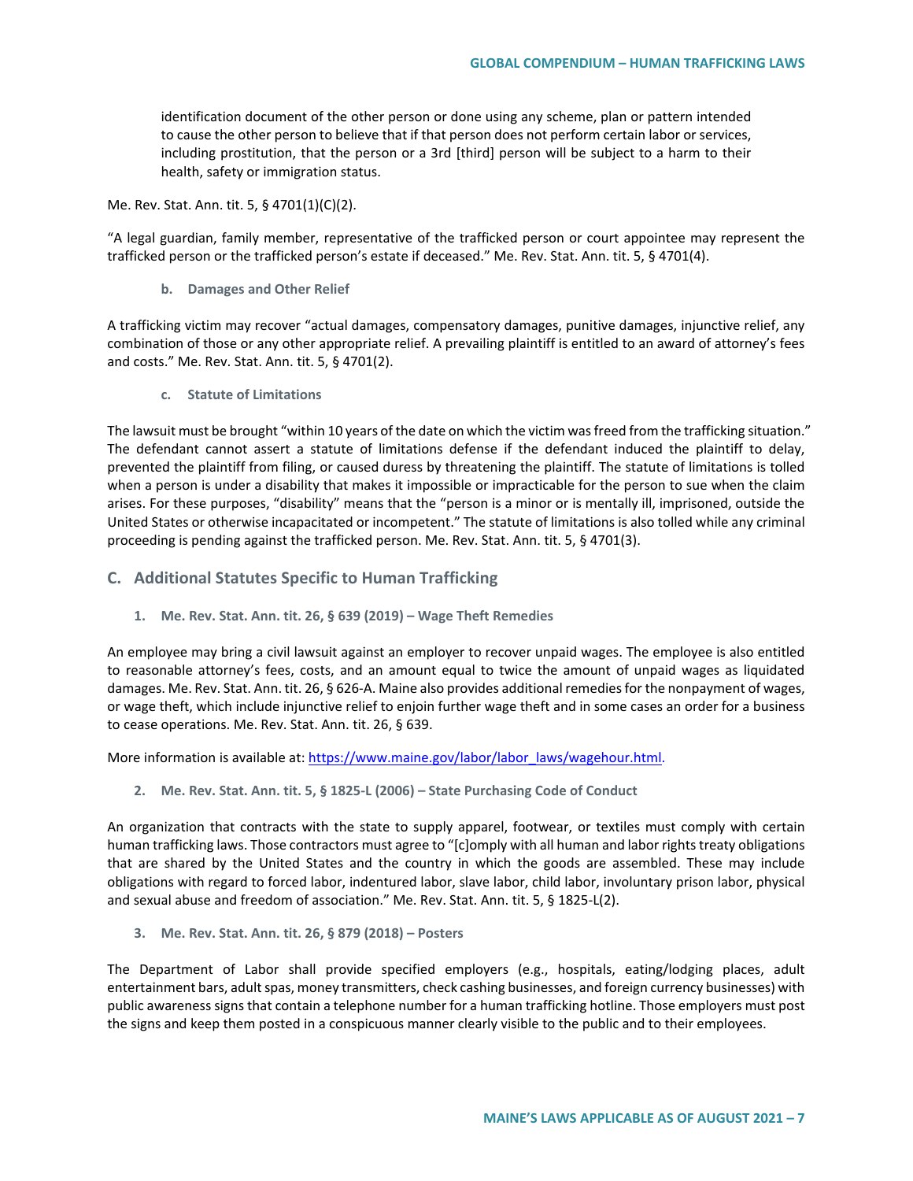identification document of the other person or done using any scheme, plan or pattern intended to cause the other person to believe that if that person does not perform certain labor or services, including prostitution, that the person or a 3rd [third] person will be subject to a harm to their health, safety or immigration status.

Me. Rev. Stat. Ann. tit. 5, § 4701(1)(C)(2).

"A legal guardian, family member, representative of the trafficked person or court appointee may represent the trafficked person or the trafficked person's estate if deceased." Me. Rev. Stat. Ann. tit. 5, § 4701(4).

#### b. Damages and Other Relief

A trafficking victim may recover "actual damages, compensatory damages, punitive damages, injunctive relief, any combination of those or any other appropriate relief. A prevailing plaintiff is entitled to an award of attorney's fees and costs." Me. Rev. Stat. Ann. tit. 5, § 4701(2).

#### c. Statute of Limitations

The lawsuit must be brought "within 10 years of the date on which the victim was freed from the trafficking situation." The defendant cannot assert a statute of limitations defense if the defendant induced the plaintiff to delay, prevented the plaintiff from filing, or caused duress by threatening the plaintiff. The statute of limitations is tolled when a person is under a disability that makes it impossible or impracticable for the person to sue when the claim arises. For these purposes, "disability" means that the "person is a minor or is mentally ill, imprisoned, outside the United States or otherwise incapacitated or incompetent." The statute of limitations is also tolled while any criminal proceeding is pending against the trafficked person. Me. Rev. Stat. Ann. tit. 5, § 4701(3).

## C. Additional Statutes Specific to Human Trafficking

### 1. Me. Rev. Stat. Ann. tit. 26, § 639 (2019) – Wage Theft Remedies

An employee may bring a civil lawsuit against an employer to recover unpaid wages. The employee is also entitled to reasonable attorney's fees, costs, and an amount equal to twice the amount of unpaid wages as liquidated damages. Me. Rev. Stat. Ann. tit. 26, § 626-A. Maine also provides additional remedies for the nonpayment of wages, or wage theft, which include injunctive relief to enjoin further wage theft and in some cases an order for a business to cease operations. Me. Rev. Stat. Ann. tit. 26, § 639.

More information is available at: [https://www.maine.gov/labor/labor_laws/wagehour.html](https://www.maine.gov/labor/labor_laws/wagehour.html).

### 2. Me. Rev. Stat. Ann. tit. 5, § 1825-L (2006) – State Purchasing Code of Conduct

An organization that contracts with the state to supply apparel, footwear, or textiles must comply with certain human trafficking laws. Those contractors must agree to "[c]omply with all human and labor rights treaty obligations that are shared by the United States and the country in which the goods are assembled. These may include obligations with regard to forced labor, indentured labor, slave labor, child labor, involuntary prison labor, physical and sexual abuse and freedom of association." Me. Rev. Stat. Ann. tit. 5, § 1825-L(2).

### 3. Me. Rev. Stat. Ann. tit. 26, § 879 (2018) – Posters

The Department of Labor shall provide specified employers (e.g., hospitals, eating/lodging places, adult entertainment bars, adult spas, money transmitters, check cashing businesses, and foreign currency businesses) with public awareness signs that contain a telephone number for a human trafficking hotline. Those employers must post the signs and keep them posted in a conspicuous manner clearly visible to the public and to their employees.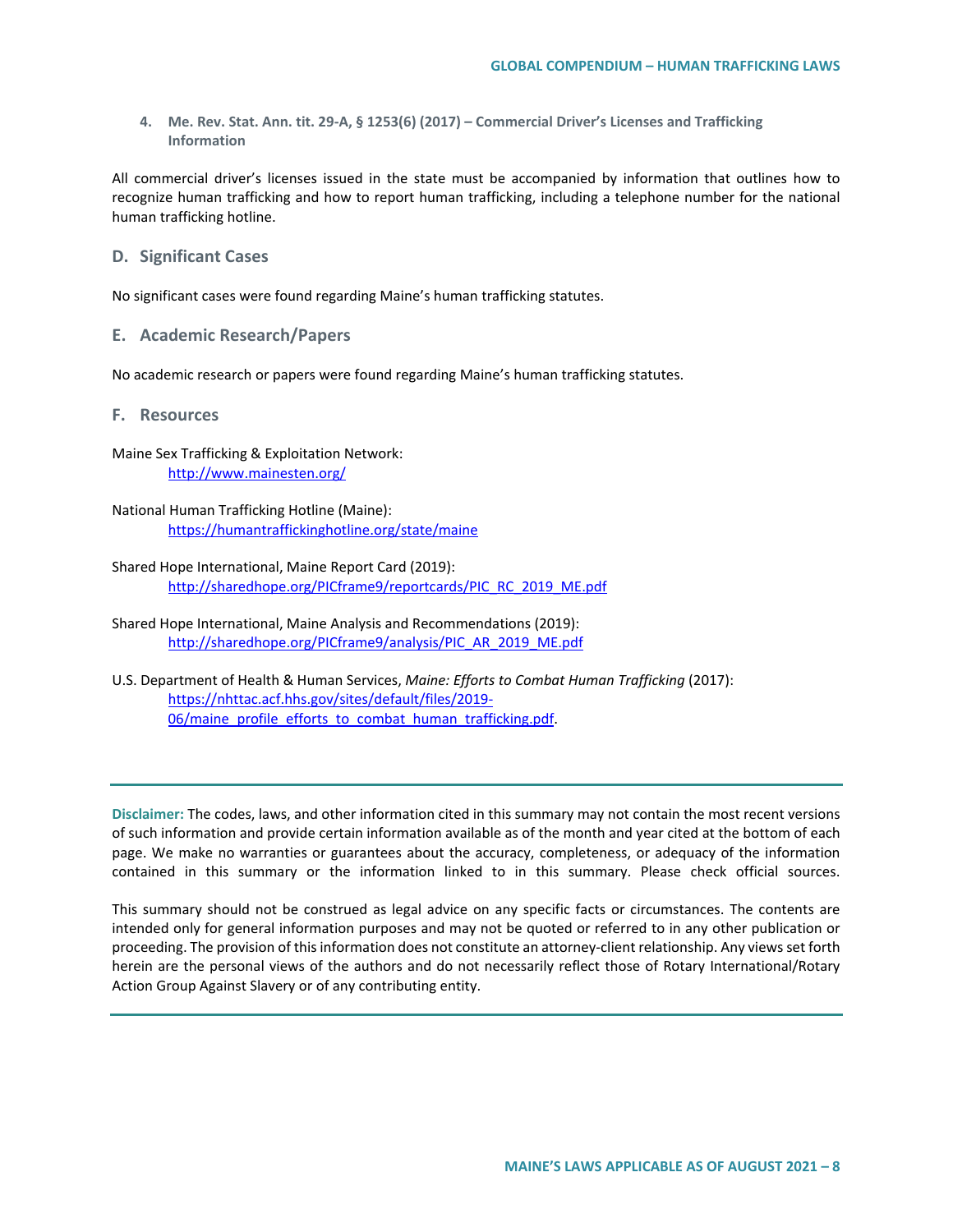**4. Me. Rev. Stat. Ann. tit. 29-A, § 1253(6) (2017) – Commercial Driver's Licenses and Trafficking Information**

All commercial driver's licenses issued in the state must be accompanied by information that outlines how to recognize human trafficking and how to report human trafficking, including a telephone number for the national human trafficking hotline.

## D. Significant Cases

No significant cases were found regarding Maine's human trafficking statutes.

## E. Academic Research/Papers

No academic research or papers were found regarding Maine's human trafficking statutes.

## F. Resources

Maine Sex Trafficking & Exploitation Network:
http://www.mainesten.org/

National Human Trafficking Hotline (Maine):
https://humantraffickinghotline.org/state/maine

Shared Hope International, Maine Report Card (2019):
http://sharedhope.org/PICframe9/reportcards/PIC_RC_2019_ME.pdf

Shared Hope International, Maine Analysis and Recommendations (2019):
http://sharedhope.org/PICframe9/analysis/PIC_AR_2019_ME.pdf

U.S. Department of Health & Human Services, *Maine: Efforts to Combat Human Trafficking* (2017):
https://nhttac.acf.hhs.gov/sites/default/files/2019-06/maine_profile_efforts_to_combat_human_trafficking.pdf.

---

**Disclaimer:** The codes, laws, and other information cited in this summary may not contain the most recent versions of such information and provide certain information available as of the month and year cited at the bottom of each page. We make no warranties or guarantees about the accuracy, completeness, or adequacy of the information contained in this summary or the information linked to in this summary. Please check official sources.

This summary should not be construed as legal advice on any specific facts or circumstances. The contents are intended only for general information purposes and may not be quoted or referred to in any other publication or proceeding. The provision of this information does not constitute an attorney-client relationship. Any views set forth herein are the personal views of the authors and do not necessarily reflect those of Rotary International/Rotary Action Group Against Slavery or of any contributing entity.

---